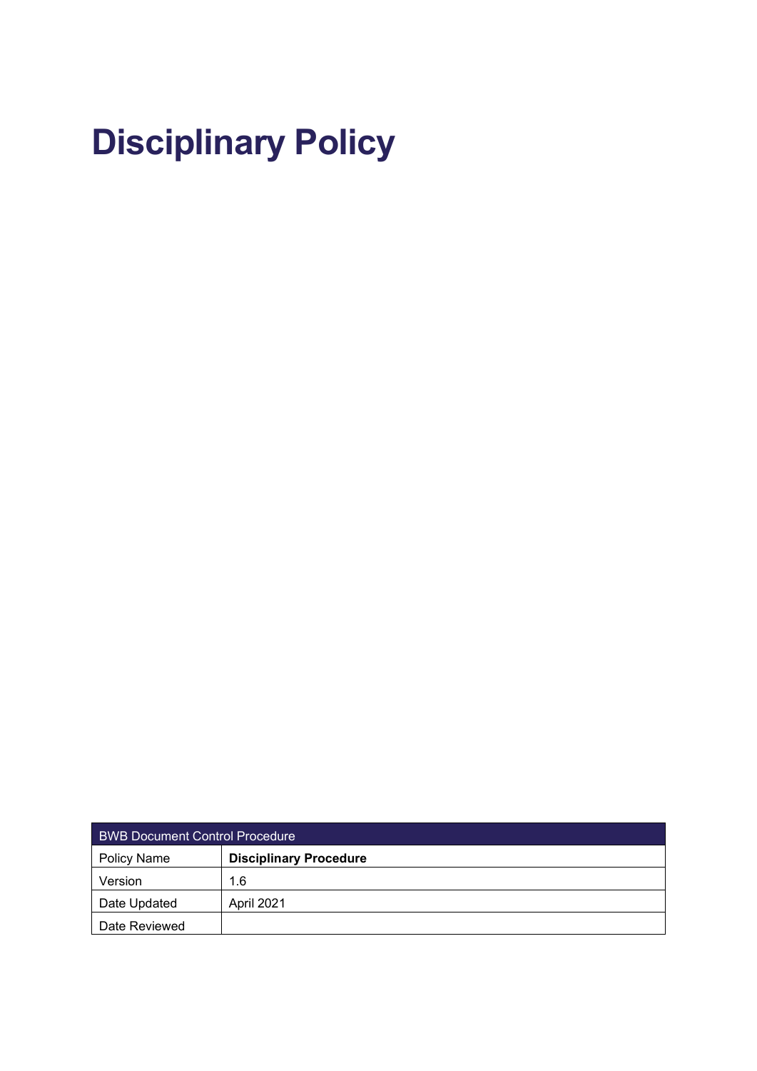# Disciplinary Policy

| BWB Document Control Procedure | |
|---|---|
| Policy Name | **Disciplinary Procedure** |
| Version | 1.6 |
| Date Updated | April 2021 |
| Date Reviewed | |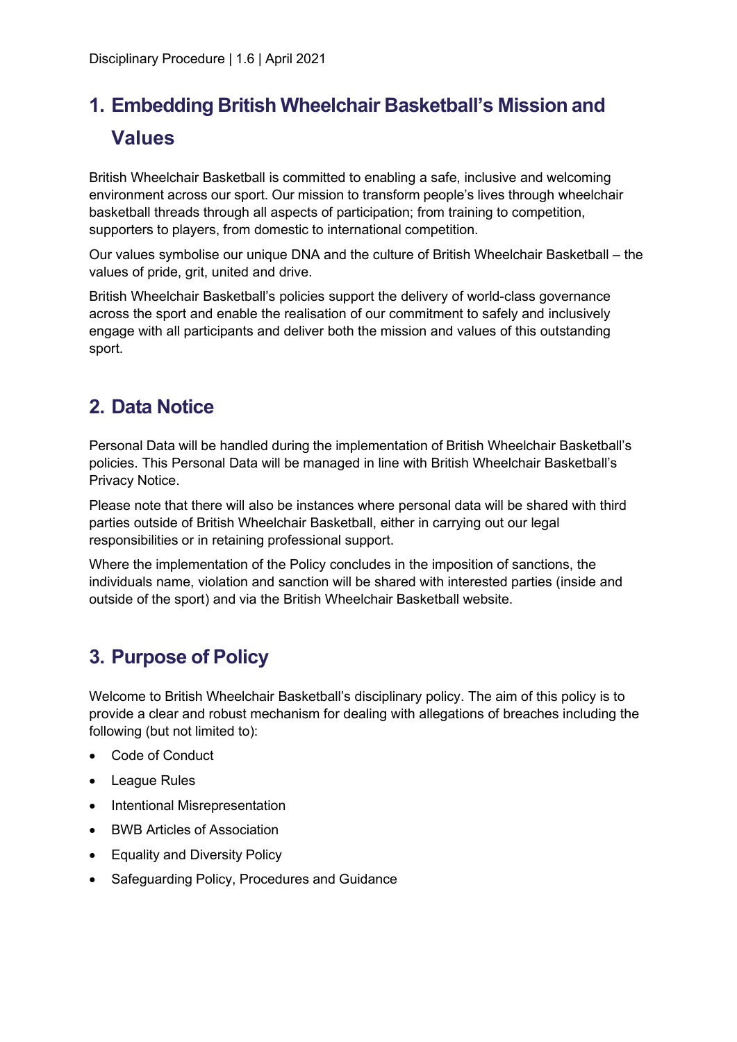## 1. Embedding British Wheelchair Basketball's Mission and Values

British Wheelchair Basketball is committed to enabling a safe, inclusive and welcoming environment across our sport. Our mission to transform people's lives through wheelchair basketball threads through all aspects of participation; from training to competition, supporters to players, from domestic to international competition.

Our values symbolise our unique DNA and the culture of British Wheelchair Basketball – the values of pride, grit, united and drive.

British Wheelchair Basketball's policies support the delivery of world-class governance across the sport and enable the realisation of our commitment to safely and inclusively engage with all participants and deliver both the mission and values of this outstanding sport.

## 2. Data Notice

Personal Data will be handled during the implementation of British Wheelchair Basketball's policies. This Personal Data will be managed in line with British Wheelchair Basketball's Privacy Notice.

Please note that there will also be instances where personal data will be shared with third parties outside of British Wheelchair Basketball, either in carrying out our legal responsibilities or in retaining professional support.

Where the implementation of the Policy concludes in the imposition of sanctions, the individuals name, violation and sanction will be shared with interested parties (inside and outside of the sport) and via the British Wheelchair Basketball website.

## 3. Purpose of Policy

Welcome to British Wheelchair Basketball's disciplinary policy. The aim of this policy is to provide a clear and robust mechanism for dealing with allegations of breaches including the following (but not limited to):

- Code of Conduct
- League Rules
- Intentional Misrepresentation
- BWB Articles of Association
- Equality and Diversity Policy
- Safeguarding Policy, Procedures and Guidance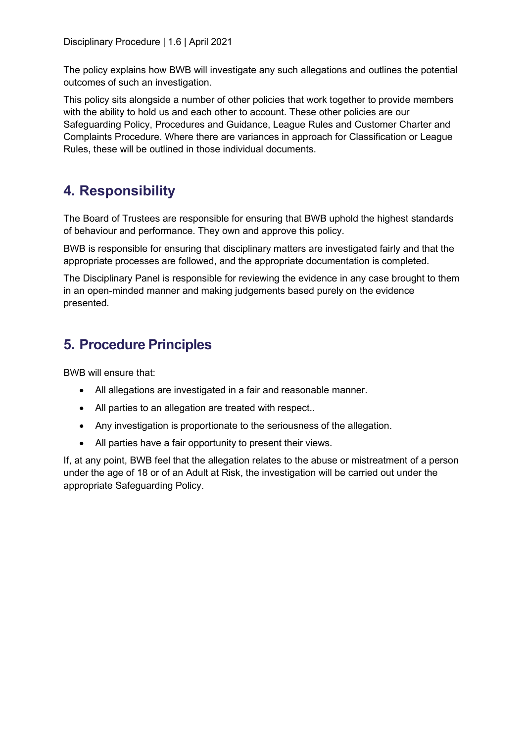The policy explains how BWB will investigate any such allegations and outlines the potential outcomes of such an investigation.

This policy sits alongside a number of other policies that work together to provide members with the ability to hold us and each other to account. These other policies are our Safeguarding Policy, Procedures and Guidance, League Rules and Customer Charter and Complaints Procedure. Where there are variances in approach for Classification or League Rules, these will be outlined in those individual documents.

## 4. Responsibility

The Board of Trustees are responsible for ensuring that BWB uphold the highest standards of behaviour and performance. They own and approve this policy.

BWB is responsible for ensuring that disciplinary matters are investigated fairly and that the appropriate processes are followed, and the appropriate documentation is completed.

The Disciplinary Panel is responsible for reviewing the evidence in any case brought to them in an open-minded manner and making judgements based purely on the evidence presented.

## 5. Procedure Principles

BWB will ensure that:

- All allegations are investigated in a fair and reasonable manner.
- All parties to an allegation are treated with respect..
- Any investigation is proportionate to the seriousness of the allegation.
- All parties have a fair opportunity to present their views.

If, at any point, BWB feel that the allegation relates to the abuse or mistreatment of a person under the age of 18 or of an Adult at Risk, the investigation will be carried out under the appropriate Safeguarding Policy.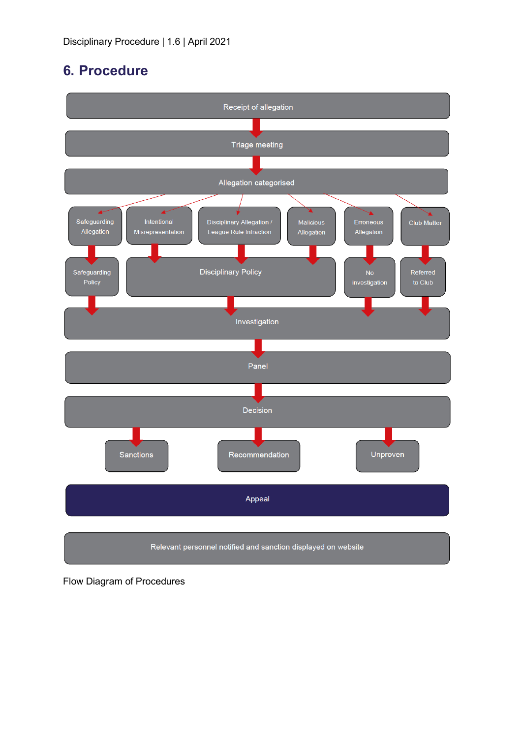## 6. Procedure

Receipt of allegation

Triage meeting

Allegation categorised

Safeguarding Allegation

Intentional Misrepresentation

Disciplinary Allegation / League Rule Infraction

Malicious Allegation

Erroneous Allegation

Club Matter

Safeguarding Policy

Disciplinary Policy

No investigation

Referred to Club

Investigation

Panel

Decision

Sanctions

Recommendation

Unproven

Appeal

Relevant personnel notified and sanction displayed on website

Flow Diagram of Procedures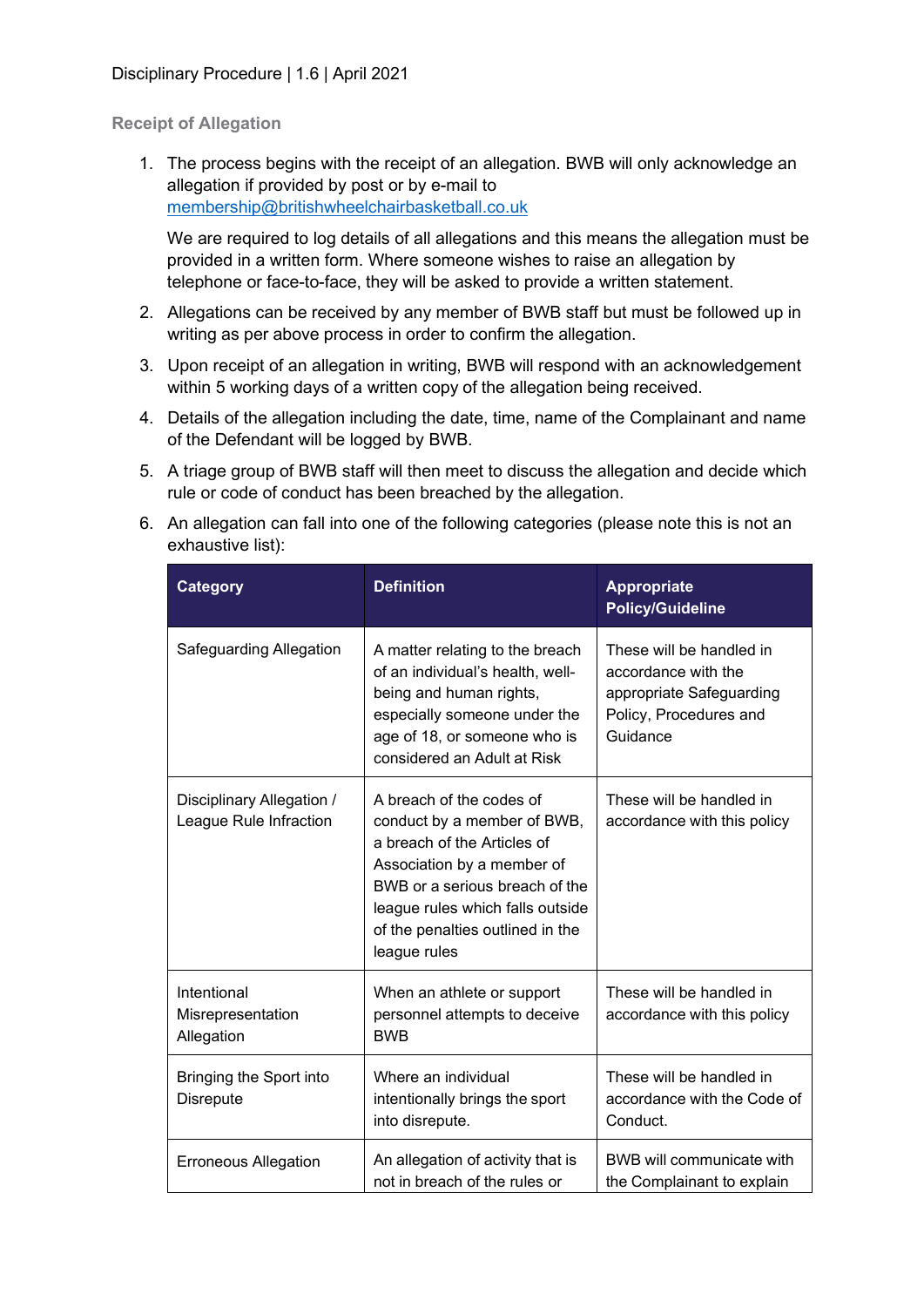### Receipt of Allegation

1. The process begins with the receipt of an allegation. BWB will only acknowledge an allegation if provided by post or by e-mail to membership@britishwheelchairbasketball.co.uk

   We are required to log details of all allegations and this means the allegation must be provided in a written form. Where someone wishes to raise an allegation by telephone or face-to-face, they will be asked to provide a written statement.

2. Allegations can be received by any member of BWB staff but must be followed up in writing as per above process in order to confirm the allegation.
3. Upon receipt of an allegation in writing, BWB will respond with an acknowledgement within 5 working days of a written copy of the allegation being received.
4. Details of the allegation including the date, time, name of the Complainant and name of the Defendant will be logged by BWB.
5. A triage group of BWB staff will then meet to discuss the allegation and decide which rule or code of conduct has been breached by the allegation.
6. An allegation can fall into one of the following categories (please note this is not an exhaustive list):

| Category | Definition | Appropriate Policy/Guideline |
|---|---|---|
| Safeguarding Allegation | A matter relating to the breach of an individual's health, well-being and human rights, especially someone under the age of 18, or someone who is considered an Adult at Risk | These will be handled in accordance with the appropriate Safeguarding Policy, Procedures and Guidance |
| Disciplinary Allegation / League Rule Infraction | A breach of the codes of conduct by a member of BWB, a breach of the Articles of Association by a member of BWB or a serious breach of the league rules which falls outside of the penalties outlined in the league rules | These will be handled in accordance with this policy |
| Intentional Misrepresentation Allegation | When an athlete or support personnel attempts to deceive BWB | These will be handled in accordance with this policy |
| Bringing the Sport into Disrepute | Where an individual intentionally brings the sport into disrepute. | These will be handled in accordance with the Code of Conduct. |
| Erroneous Allegation | An allegation of activity that is not in breach of the rules or | BWB will communicate with the Complainant to explain |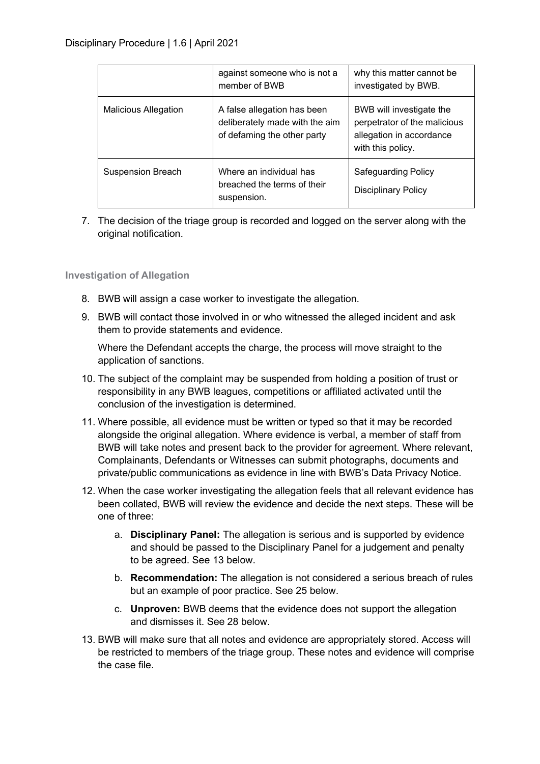| | against someone who is not a member of BWB | why this matter cannot be investigated by BWB. |
|---|---|---|
| Malicious Allegation | A false allegation has been deliberately made with the aim of defaming the other party | BWB will investigate the perpetrator of the malicious allegation in accordance with this policy. |
| Suspension Breach | Where an individual has breached the terms of their suspension. | Safeguarding Policy<br>Disciplinary Policy |

7. The decision of the triage group is recorded and logged on the server along with the original notification.

### Investigation of Allegation

8. BWB will assign a case worker to investigate the allegation.
9. BWB will contact those involved in or who witnessed the alleged incident and ask them to provide statements and evidence.

   Where the Defendant accepts the charge, the process will move straight to the application of sanctions.
10. The subject of the complaint may be suspended from holding a position of trust or responsibility in any BWB leagues, competitions or affiliated activated until the conclusion of the investigation is determined.
11. Where possible, all evidence must be written or typed so that it may be recorded alongside the original allegation. Where evidence is verbal, a member of staff from BWB will take notes and present back to the provider for agreement. Where relevant, Complainants, Defendants or Witnesses can submit photographs, documents and private/public communications as evidence in line with BWB's Data Privacy Notice.
12. When the case worker investigating the allegation feels that all relevant evidence has been collated, BWB will review the evidence and decide the next steps. These will be one of three:
    a. **Disciplinary Panel:** The allegation is serious and is supported by evidence and should be passed to the Disciplinary Panel for a judgement and penalty to be agreed. See 13 below.
    b. **Recommendation:** The allegation is not considered a serious breach of rules but an example of poor practice. See 25 below.
    c. **Unproven:** BWB deems that the evidence does not support the allegation and dismisses it. See 28 below.
13. BWB will make sure that all notes and evidence are appropriately stored. Access will be restricted to members of the triage group. These notes and evidence will comprise the case file.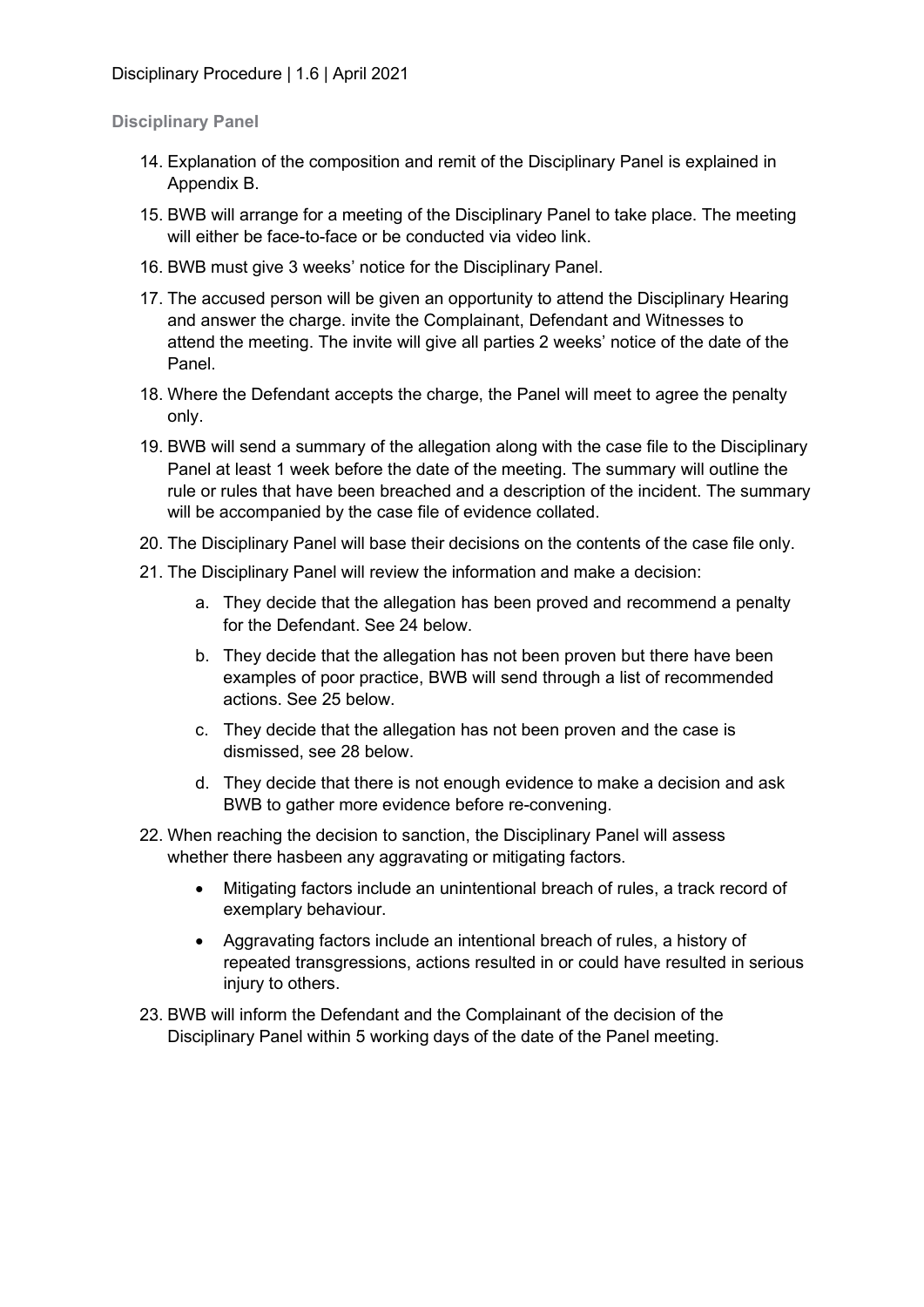### Disciplinary Panel

14. Explanation of the composition and remit of the Disciplinary Panel is explained in Appendix B.
15. BWB will arrange for a meeting of the Disciplinary Panel to take place. The meeting will either be face-to-face or be conducted via video link.
16. BWB must give 3 weeks' notice for the Disciplinary Panel.
17. The accused person will be given an opportunity to attend the Disciplinary Hearing and answer the charge. invite the Complainant, Defendant and Witnesses to attend the meeting. The invite will give all parties 2 weeks' notice of the date of the Panel.
18. Where the Defendant accepts the charge, the Panel will meet to agree the penalty only.
19. BWB will send a summary of the allegation along with the case file to the Disciplinary Panel at least 1 week before the date of the meeting. The summary will outline the rule or rules that have been breached and a description of the incident. The summary will be accompanied by the case file of evidence collated.
20. The Disciplinary Panel will base their decisions on the contents of the case file only.
21. The Disciplinary Panel will review the information and make a decision:
    a. They decide that the allegation has been proved and recommend a penalty for the Defendant. See 24 below.
    b. They decide that the allegation has not been proven but there have been examples of poor practice, BWB will send through a list of recommended actions. See 25 below.
    c. They decide that the allegation has not been proven and the case is dismissed, see 28 below.
    d. They decide that there is not enough evidence to make a decision and ask BWB to gather more evidence before re-convening.
22. When reaching the decision to sanction, the Disciplinary Panel will assess whether there hasbeen any aggravating or mitigating factors.
    - Mitigating factors include an unintentional breach of rules, a track record of exemplary behaviour.
    - Aggravating factors include an intentional breach of rules, a history of repeated transgressions, actions resulted in or could have resulted in serious injury to others.
23. BWB will inform the Defendant and the Complainant of the decision of the Disciplinary Panel within 5 working days of the date of the Panel meeting.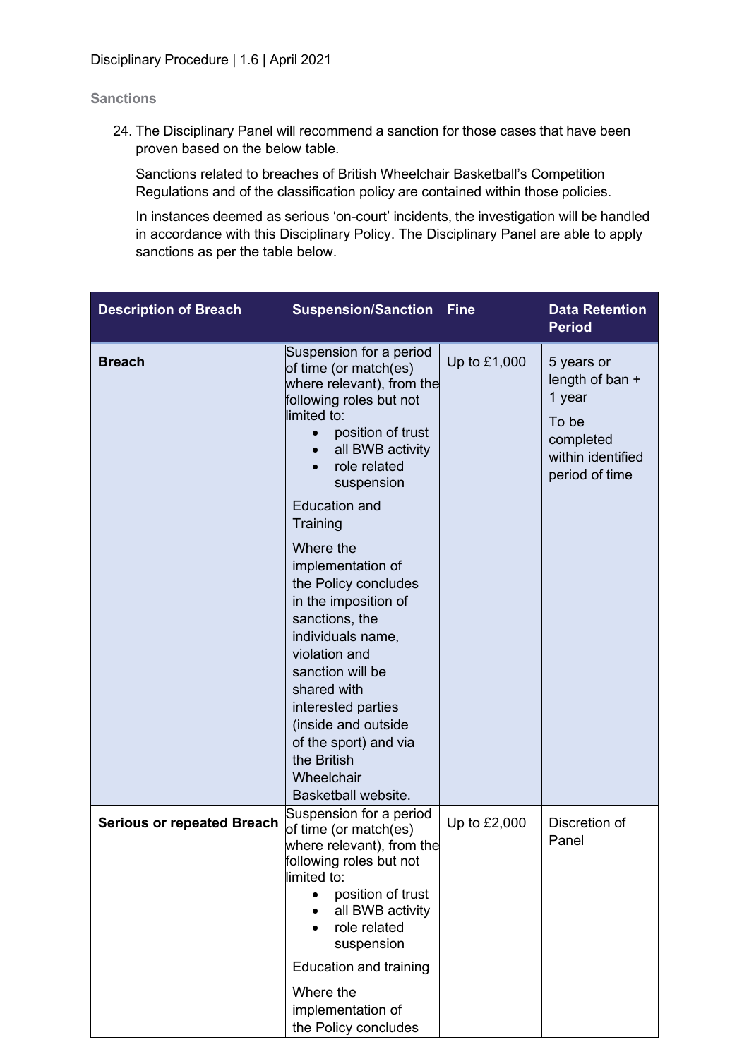### Sanctions

24. The Disciplinary Panel will recommend a sanction for those cases that have been proven based on the below table.

    Sanctions related to breaches of British Wheelchair Basketball's Competition Regulations and of the classification policy are contained within those policies.

    In instances deemed as serious 'on-court' incidents, the investigation will be handled in accordance with this Disciplinary Policy. The Disciplinary Panel are able to apply sanctions as per the table below.

| Description of Breach | Suspension/Sanction | Fine | Data Retention Period |
|---|---|---|---|
| **Breach** | Suspension for a period of time (or match(es) where relevant), from the following roles but not limited to: <br>• position of trust <br>• all BWB activity <br>• role related suspension <br><br>Education and Training <br><br>Where the implementation of the Policy concludes in the imposition of sanctions, the individuals name, violation and sanction will be shared with interested parties (inside and outside of the sport) and via the British Wheelchair Basketball website. | Up to £1,000 | 5 years or length of ban + 1 year <br><br>To be completed within identified period of time |
| **Serious or repeated Breach** | Suspension for a period of time (or match(es) where relevant), from the following roles but not limited to: <br>• position of trust <br>• all BWB activity <br>• role related suspension <br><br>Education and training <br><br>Where the implementation of the Policy concludes | Up to £2,000 | Discretion of Panel |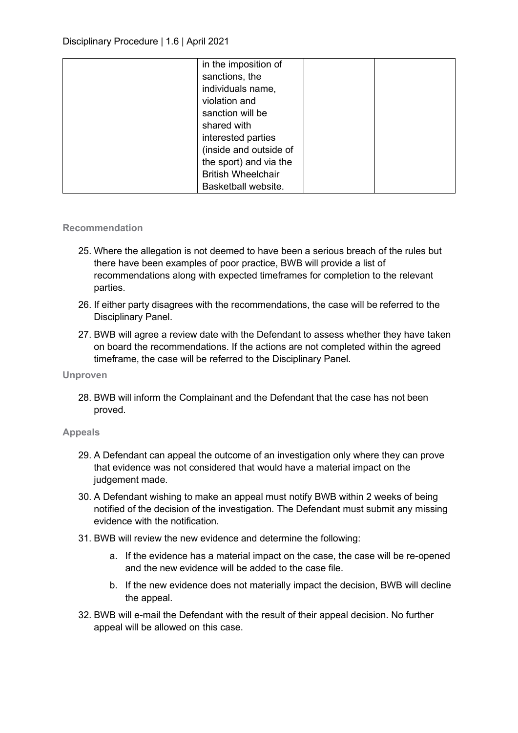| | in the imposition of sanctions, the individuals name, violation and sanction will be shared with interested parties (inside and outside of the sport) and via the British Wheelchair Basketball website. | | |
|---|---|---|---|

### Recommendation

25. Where the allegation is not deemed to have been a serious breach of the rules but there have been examples of poor practice, BWB will provide a list of recommendations along with expected timeframes for completion to the relevant parties.
26. If either party disagrees with the recommendations, the case will be referred to the Disciplinary Panel.
27. BWB will agree a review date with the Defendant to assess whether they have taken on board the recommendations. If the actions are not completed within the agreed timeframe, the case will be referred to the Disciplinary Panel.

### Unproven

28. BWB will inform the Complainant and the Defendant that the case has not been proved.

### Appeals

29. A Defendant can appeal the outcome of an investigation only where they can prove that evidence was not considered that would have a material impact on the judgement made.
30. A Defendant wishing to make an appeal must notify BWB within 2 weeks of being notified of the decision of the investigation. The Defendant must submit any missing evidence with the notification.
31. BWB will review the new evidence and determine the following:
    a. If the evidence has a material impact on the case, the case will be re-opened and the new evidence will be added to the case file.
    b. If the new evidence does not materially impact the decision, BWB will decline the appeal.
32. BWB will e-mail the Defendant with the result of their appeal decision. No further appeal will be allowed on this case.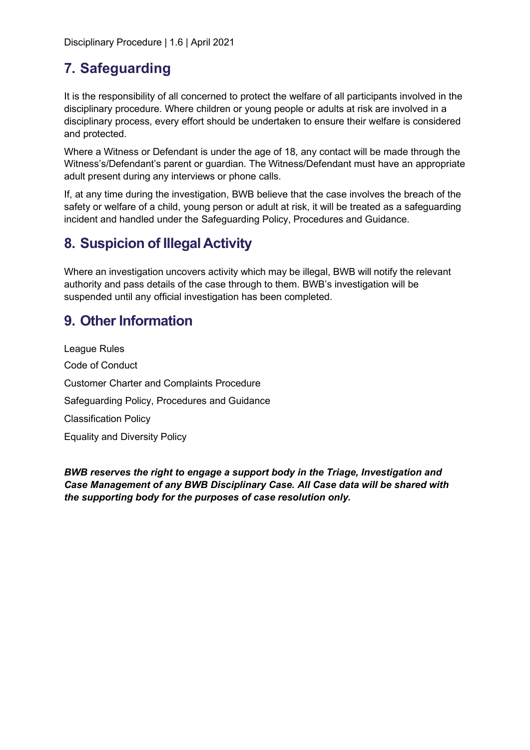## 7. Safeguarding

It is the responsibility of all concerned to protect the welfare of all participants involved in the disciplinary procedure. Where children or young people or adults at risk are involved in a disciplinary process, every effort should be undertaken to ensure their welfare is considered and protected.

Where a Witness or Defendant is under the age of 18, any contact will be made through the Witness's/Defendant's parent or guardian. The Witness/Defendant must have an appropriate adult present during any interviews or phone calls.

If, at any time during the investigation, BWB believe that the case involves the breach of the safety or welfare of a child, young person or adult at risk, it will be treated as a safeguarding incident and handled under the Safeguarding Policy, Procedures and Guidance.

## 8. Suspicion of Illegal Activity

Where an investigation uncovers activity which may be illegal, BWB will notify the relevant authority and pass details of the case through to them. BWB's investigation will be suspended until any official investigation has been completed.

## 9. Other Information

League Rules

Code of Conduct

Customer Charter and Complaints Procedure

Safeguarding Policy, Procedures and Guidance

Classification Policy

Equality and Diversity Policy

***BWB reserves the right to engage a support body in the Triage, Investigation and Case Management of any BWB Disciplinary Case. All Case data will be shared with the supporting body for the purposes of case resolution only.***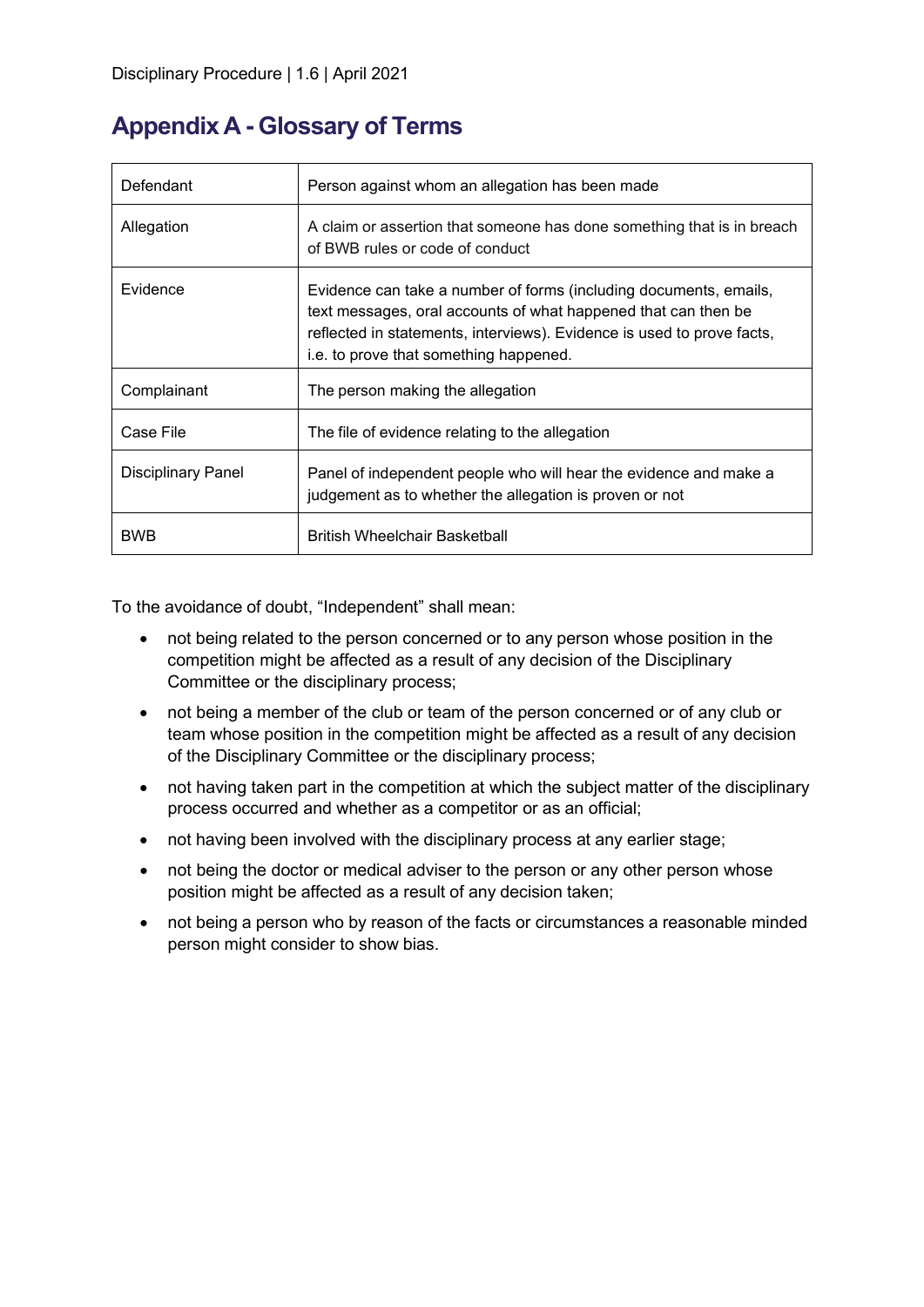## Appendix A - Glossary of Terms

| | |
|---|---|
| Defendant | Person against whom an allegation has been made |
| Allegation | A claim or assertion that someone has done something that is in breach of BWB rules or code of conduct |
| Evidence | Evidence can take a number of forms (including documents, emails, text messages, oral accounts of what happened that can then be reflected in statements, interviews). Evidence is used to prove facts, i.e. to prove that something happened. |
| Complainant | The person making the allegation |
| Case File | The file of evidence relating to the allegation |
| Disciplinary Panel | Panel of independent people who will hear the evidence and make a judgement as to whether the allegation is proven or not |
| BWB | British Wheelchair Basketball |

To the avoidance of doubt, "Independent" shall mean:

- not being related to the person concerned or to any person whose position in the competition might be affected as a result of any decision of the Disciplinary Committee or the disciplinary process;
- not being a member of the club or team of the person concerned or of any club or team whose position in the competition might be affected as a result of any decision of the Disciplinary Committee or the disciplinary process;
- not having taken part in the competition at which the subject matter of the disciplinary process occurred and whether as a competitor or as an official;
- not having been involved with the disciplinary process at any earlier stage;
- not being the doctor or medical adviser to the person or any other person whose position might be affected as a result of any decision taken;
- not being a person who by reason of the facts or circumstances a reasonable minded person might consider to show bias.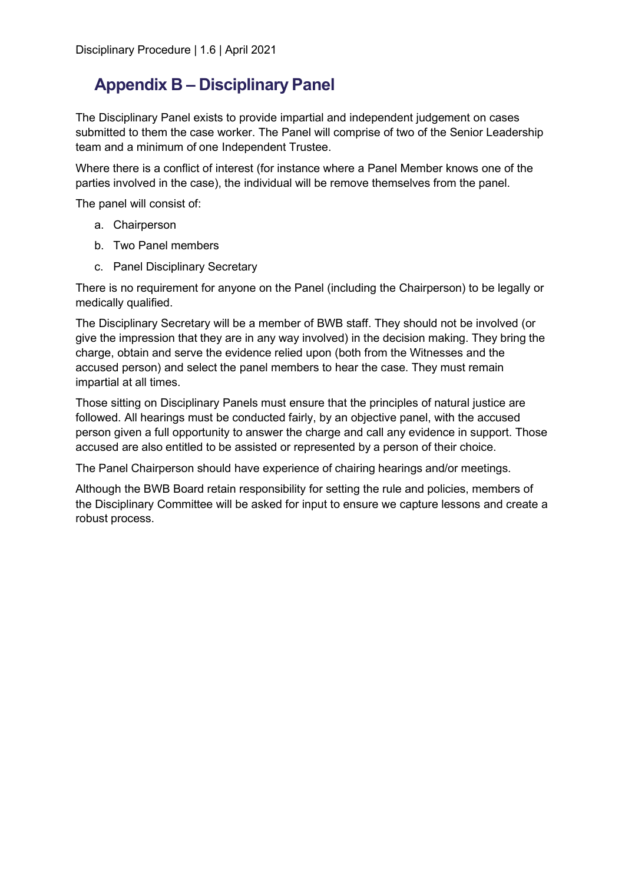# Appendix B – Disciplinary Panel

The Disciplinary Panel exists to provide impartial and independent judgement on cases submitted to them the case worker. The Panel will comprise of two of the Senior Leadership team and a minimum of one Independent Trustee.

Where there is a conflict of interest (for instance where a Panel Member knows one of the parties involved in the case), the individual will be remove themselves from the panel.

The panel will consist of:

a. Chairperson
b. Two Panel members
c. Panel Disciplinary Secretary

There is no requirement for anyone on the Panel (including the Chairperson) to be legally or medically qualified.

The Disciplinary Secretary will be a member of BWB staff. They should not be involved (or give the impression that they are in any way involved) in the decision making. They bring the charge, obtain and serve the evidence relied upon (both from the Witnesses and the accused person) and select the panel members to hear the case. They must remain impartial at all times.

Those sitting on Disciplinary Panels must ensure that the principles of natural justice are followed. All hearings must be conducted fairly, by an objective panel, with the accused person given a full opportunity to answer the charge and call any evidence in support. Those accused are also entitled to be assisted or represented by a person of their choice.

The Panel Chairperson should have experience of chairing hearings and/or meetings.

Although the BWB Board retain responsibility for setting the rule and policies, members of the Disciplinary Committee will be asked for input to ensure we capture lessons and create a robust process.